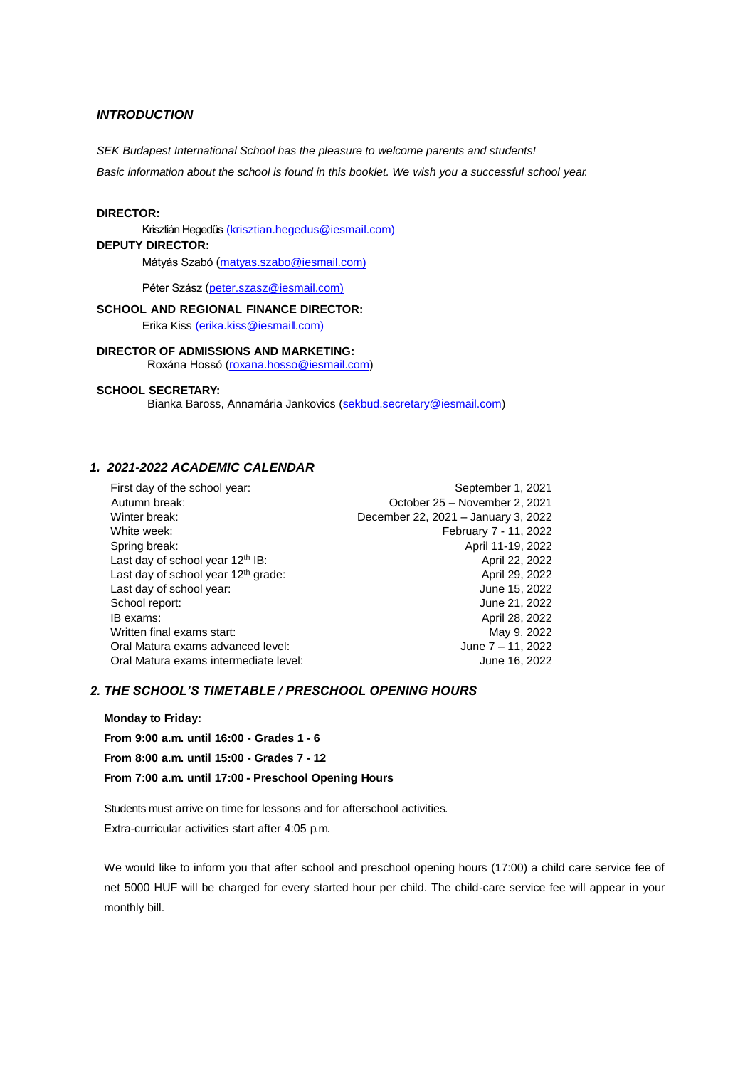### *INTRODUCTION*

*SEK Budapest International School has the pleasure to welcome parents and students!*

*Basic information about the school is found in this booklet. We wish you a successful school year.*

**DIRECTOR:**

Krisztián Hegedűs (krisztian.hegedus@iesmail.com)

**DEPUTY DIRECTOR:**

Mátyás Szabó (matyas.szabo@iesmail.com)

Péter Szász (peter.szasz@iesmail.com)

**SCHOOL AND REGIONAL FINANCE DIRECTOR:**

Erika Kiss (erika.kiss@iesmaill.com)

**DIRECTOR OF ADMISSIONS AND MARKETING:**

Roxána Hossó (roxana.hosso@iesmail.com)

**SCHOOL SECRETARY:**

Bianka Baross, Annamária Jankovics (sekbud.secretary@iesmail.com)

## *1. 2021-2022 ACADEMIC CALENDAR*

| | |
|---|---|
| First day of the school year: | September 1, 2021 |
| Autumn break: | October 25 – November 2, 2021 |
| Winter break: | December 22, 2021 – January 3, 2022 |
| White week: | February 7 - 11, 2022 |
| Spring break: | April 11-19, 2022 |
| Last day of school year 12th IB: | April 22, 2022 |
| Last day of school year 12th grade: | April 29, 2022 |
| Last day of school year: | June 15, 2022 |
| School report: | June 21, 2022 |
| IB exams: | April 28, 2022 |
| Written final exams start: | May 9, 2022 |
| Oral Matura exams advanced level: | June 7 – 11, 2022 |
| Oral Matura exams intermediate level: | June 16, 2022 |

## *2. THE SCHOOL'S TIMETABLE / PRESCHOOL OPENING HOURS*

**Monday to Friday:**

**From 9:00 a.m. until 16:00 - Grades 1 - 6**

**From 8:00 a.m. until 15:00 - Grades 7 - 12**

**From 7:00 a.m. until 17:00 - Preschool Opening Hours**

Students must arrive on time for lessons and for afterschool activities.

Extra-curricular activities start after 4:05 p.m.

We would like to inform you that after school and preschool opening hours (17:00) a child care service fee of net 5000 HUF will be charged for every started hour per child. The child-care service fee will appear in your monthly bill.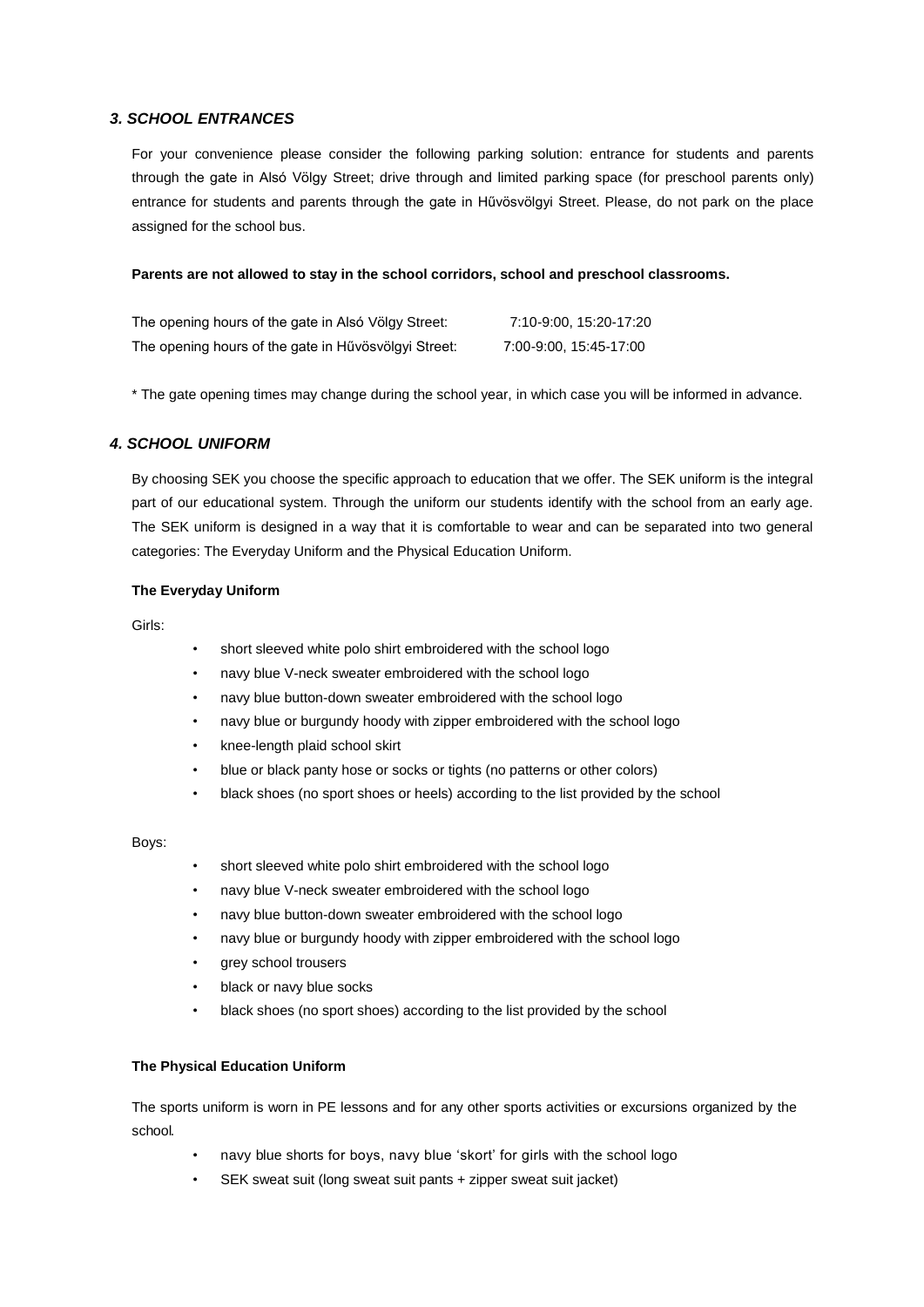### *3. SCHOOL ENTRANCES*

For your convenience please consider the following parking solution: entrance for students and parents through the gate in Alsó Völgy Street; drive through and limited parking space (for preschool parents only) entrance for students and parents through the gate in Hűvösvölgyi Street. Please, do not park on the place assigned for the school bus.

**Parents are not allowed to stay in the school corridors, school and preschool classrooms.**

| | |
|---|---|
| The opening hours of the gate in Alsó Völgy Street: | 7:10-9:00, 15:20-17:20 |
| The opening hours of the gate in Hűvösvölgyi Street: | 7:00-9:00, 15:45-17:00 |

* The gate opening times may change during the school year, in which case you will be informed in advance.

### *4. SCHOOL UNIFORM*

By choosing SEK you choose the specific approach to education that we offer. The SEK uniform is the integral part of our educational system. Through the uniform our students identify with the school from an early age. The SEK uniform is designed in a way that it is comfortable to wear and can be separated into two general categories: The Everyday Uniform and the Physical Education Uniform.

**The Everyday Uniform**

Girls:

- short sleeved white polo shirt embroidered with the school logo
- navy blue V-neck sweater embroidered with the school logo
- navy blue button-down sweater embroidered with the school logo
- navy blue or burgundy hoody with zipper embroidered with the school logo
- knee-length plaid school skirt
- blue or black panty hose or socks or tights (no patterns or other colors)
- black shoes (no sport shoes or heels) according to the list provided by the school

Boys:

- short sleeved white polo shirt embroidered with the school logo
- navy blue V-neck sweater embroidered with the school logo
- navy blue button-down sweater embroidered with the school logo
- navy blue or burgundy hoody with zipper embroidered with the school logo
- grey school trousers
- black or navy blue socks
- black shoes (no sport shoes) according to the list provided by the school

**The Physical Education Uniform**

The sports uniform is worn in PE lessons and for any other sports activities or excursions organized by the school.

- navy blue shorts for boys, navy blue 'skort' for girls with the school logo
- SEK sweat suit (long sweat suit pants + zipper sweat suit jacket)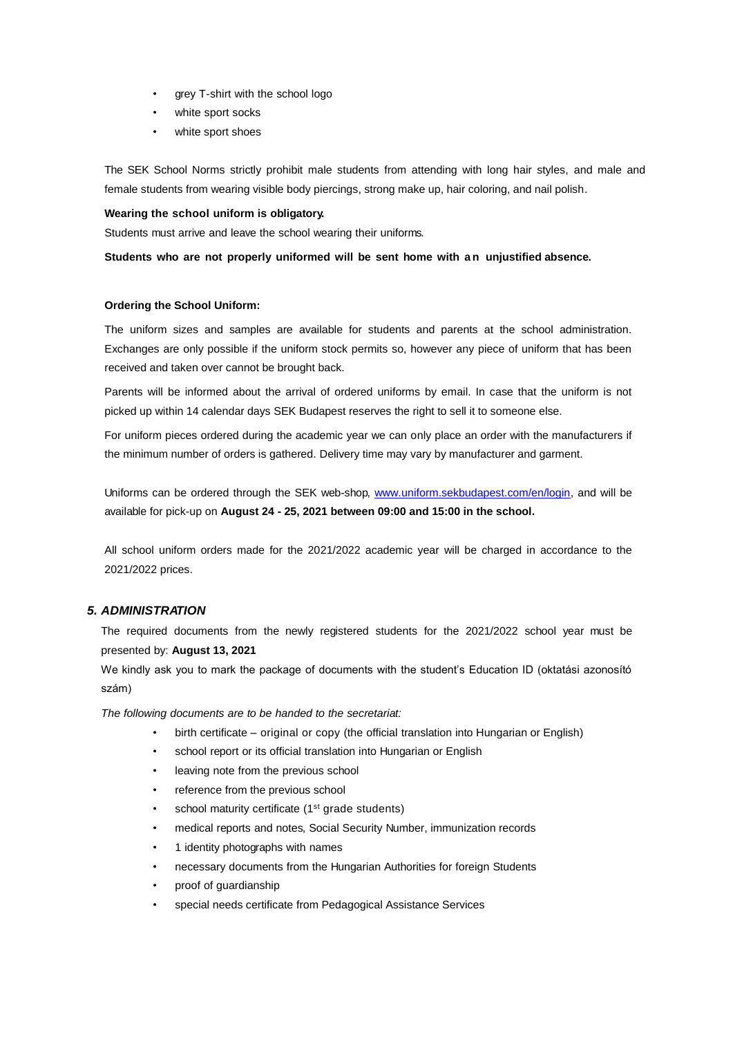- grey T-shirt with the school logo
- white sport socks
- white sport shoes

The SEK School Norms strictly prohibit male students from attending with long hair styles, and male and female students from wearing visible body piercings, strong make up, hair coloring, and nail polish.

**Wearing the school uniform is obligatory.**

Students must arrive and leave the school wearing their uniforms.

**Students who are not properly uniformed will be sent home with an unjustified absence.**

**Ordering the School Uniform:**

The uniform sizes and samples are available for students and parents at the school administration. Exchanges are only possible if the uniform stock permits so, however any piece of uniform that has been received and taken over cannot be brought back.

Parents will be informed about the arrival of ordered uniforms by email. In case that the uniform is not picked up within 14 calendar days SEK Budapest reserves the right to sell it to someone else.

For uniform pieces ordered during the academic year we can only place an order with the manufacturers if the minimum number of orders is gathered. Delivery time may vary by manufacturer and garment.

Uniforms can be ordered through the SEK web-shop, [www.uniform.sekbudapest.com/en/login](www.uniform.sekbudapest.com/en/login), and will be available for pick-up on **August 24 - 25, 2021 between 09:00 and 15:00 in the school.**

All school uniform orders made for the 2021/2022 academic year will be charged in accordance to the 2021/2022 prices.

### *5. ADMINISTRATION*

The required documents from the newly registered students for the 2021/2022 school year must be presented by: **August 13, 2021**

We kindly ask you to mark the package of documents with the student's Education ID (oktatási azonosító szám)

*The following documents are to be handed to the secretariat:*

- birth certificate – original or copy (the official translation into Hungarian or English)
- school report or its official translation into Hungarian or English
- leaving note from the previous school
- reference from the previous school
- school maturity certificate (1st grade students)
- medical reports and notes, Social Security Number, immunization records
- 1 identity photographs with names
- necessary documents from the Hungarian Authorities for foreign Students
- proof of guardianship
- special needs certificate from Pedagogical Assistance Services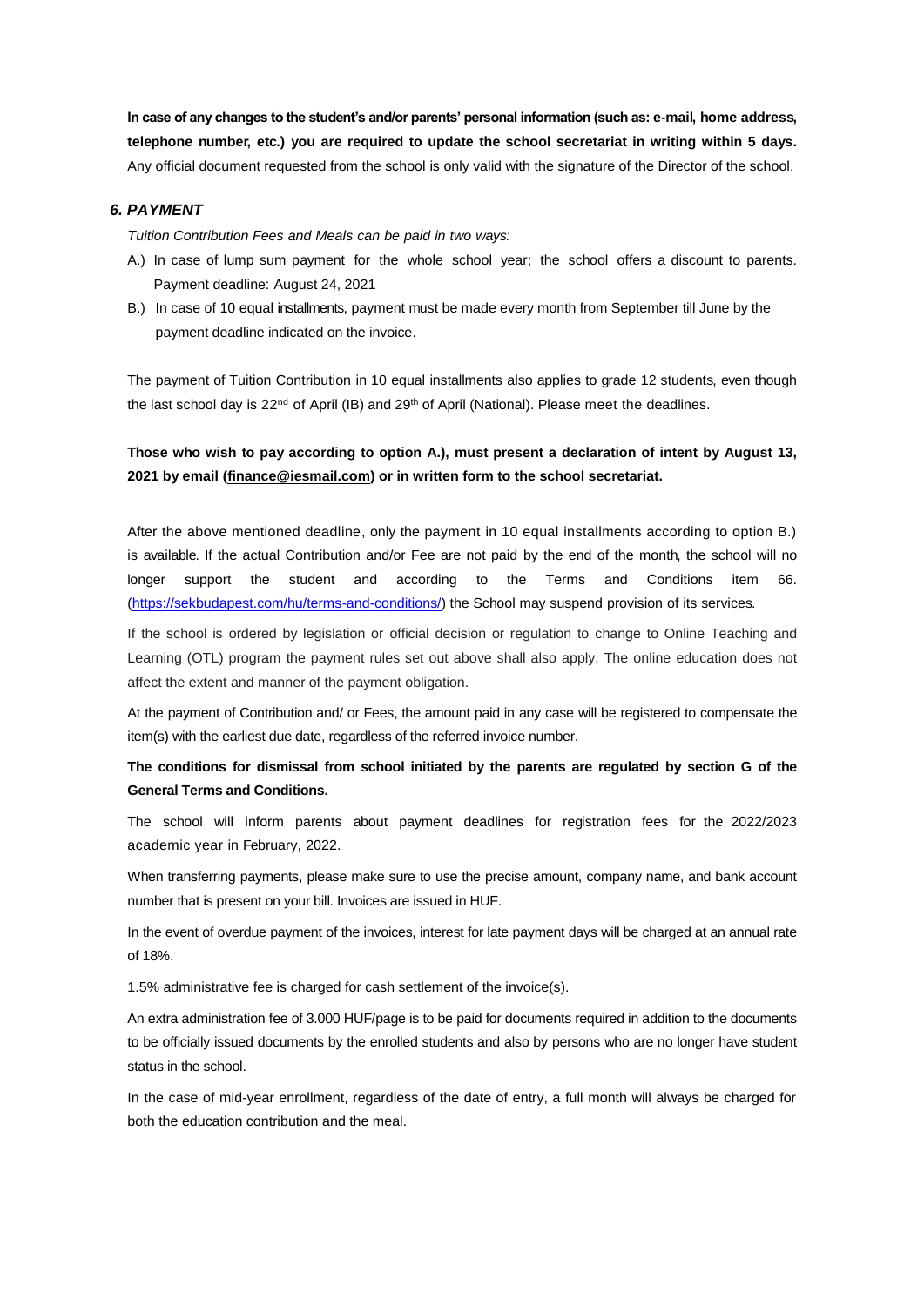**In case of any changes to the student's and/or parents' personal information (such as: e-mail, home address, telephone number, etc.) you are required to update the school secretariat in writing within 5 days.** Any official document requested from the school is only valid with the signature of the Director of the school.

### *6. PAYMENT*

*Tuition Contribution Fees and Meals can be paid in two ways:*

A.) In case of lump sum payment for the whole school year; the school offers a discount to parents. Payment deadline: August 24, 2021

B.) In case of 10 equal installments, payment must be made every month from September till June by the payment deadline indicated on the invoice.

The payment of Tuition Contribution in 10 equal installments also applies to grade 12 students, even though the last school day is 22nd of April (IB) and 29th of April (National). Please meet the deadlines.

**Those who wish to pay according to option A.), must present a declaration of intent by August 13, 2021 by email (finance@iesmail.com) or in written form to the school secretariat.**

After the above mentioned deadline, only the payment in 10 equal installments according to option B.) is available. If the actual Contribution and/or Fee are not paid by the end of the month, the school will no longer support the student and according to the Terms and Conditions item 66. (https://sekbudapest.com/hu/terms-and-conditions/) the School may suspend provision of its services.

If the school is ordered by legislation or official decision or regulation to change to Online Teaching and Learning (OTL) program the payment rules set out above shall also apply. The online education does not affect the extent and manner of the payment obligation.

At the payment of Contribution and/ or Fees, the amount paid in any case will be registered to compensate the item(s) with the earliest due date, regardless of the referred invoice number.

**The conditions for dismissal from school initiated by the parents are regulated by section G of the General Terms and Conditions.**

The school will inform parents about payment deadlines for registration fees for the 2022/2023 academic year in February, 2022.

When transferring payments, please make sure to use the precise amount, company name, and bank account number that is present on your bill. Invoices are issued in HUF.

In the event of overdue payment of the invoices, interest for late payment days will be charged at an annual rate of 18%.

1.5% administrative fee is charged for cash settlement of the invoice(s).

An extra administration fee of 3.000 HUF/page is to be paid for documents required in addition to the documents to be officially issued documents by the enrolled students and also by persons who are no longer have student status in the school.

In the case of mid-year enrollment, regardless of the date of entry, a full month will always be charged for both the education contribution and the meal.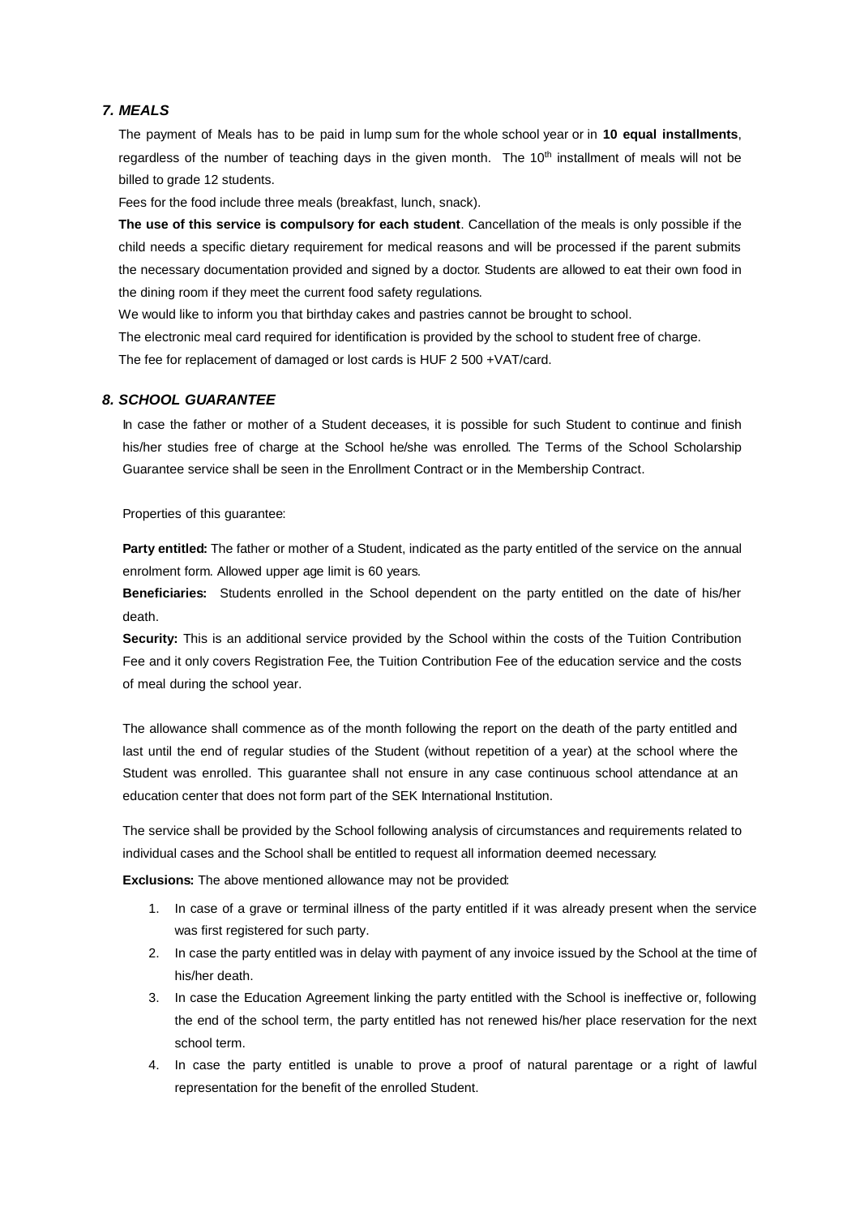### *7. MEALS*

The payment of Meals has to be paid in lump sum for the whole school year or in **10 equal installments**, regardless of the number of teaching days in the given month. The 10th installment of meals will not be billed to grade 12 students.

Fees for the food include three meals (breakfast, lunch, snack).

**The use of this service is compulsory for each student**. Cancellation of the meals is only possible if the child needs a specific dietary requirement for medical reasons and will be processed if the parent submits the necessary documentation provided and signed by a doctor. Students are allowed to eat their own food in the dining room if they meet the current food safety regulations.

We would like to inform you that birthday cakes and pastries cannot be brought to school.

The electronic meal card required for identification is provided by the school to student free of charge.

The fee for replacement of damaged or lost cards is HUF 2 500 +VAT/card.

### *8. SCHOOL GUARANTEE*

In case the father or mother of a Student deceases, it is possible for such Student to continue and finish his/her studies free of charge at the School he/she was enrolled. The Terms of the School Scholarship Guarantee service shall be seen in the Enrollment Contract or in the Membership Contract.

Properties of this guarantee:

**Party entitled:** The father or mother of a Student, indicated as the party entitled of the service on the annual enrolment form. Allowed upper age limit is 60 years.

**Beneficiaries:** Students enrolled in the School dependent on the party entitled on the date of his/her death.

**Security:** This is an additional service provided by the School within the costs of the Tuition Contribution Fee and it only covers Registration Fee, the Tuition Contribution Fee of the education service and the costs of meal during the school year.

The allowance shall commence as of the month following the report on the death of the party entitled and last until the end of regular studies of the Student (without repetition of a year) at the school where the Student was enrolled. This guarantee shall not ensure in any case continuous school attendance at an education center that does not form part of the SEK International Institution.

The service shall be provided by the School following analysis of circumstances and requirements related to individual cases and the School shall be entitled to request all information deemed necessary.

**Exclusions:** The above mentioned allowance may not be provided:

1. In case of a grave or terminal illness of the party entitled if it was already present when the service was first registered for such party.
2. In case the party entitled was in delay with payment of any invoice issued by the School at the time of his/her death.
3. In case the Education Agreement linking the party entitled with the School is ineffective or, following the end of the school term, the party entitled has not renewed his/her place reservation for the next school term.
4. In case the party entitled is unable to prove a proof of natural parentage or a right of lawful representation for the benefit of the enrolled Student.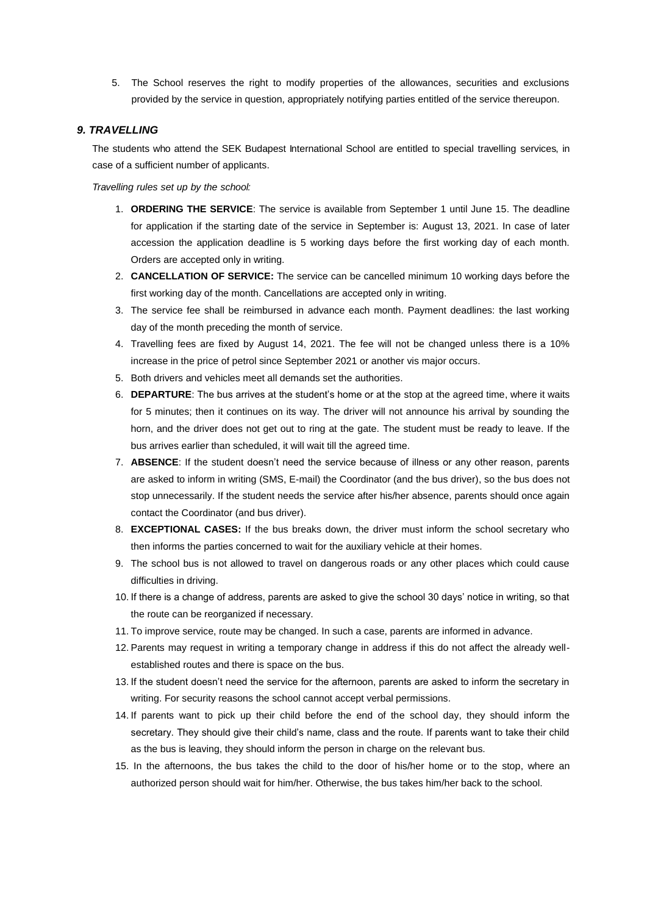5. The School reserves the right to modify properties of the allowances, securities and exclusions provided by the service in question, appropriately notifying parties entitled of the service thereupon.

### *9. TRAVELLING*

The students who attend the SEK Budapest International School are entitled to special travelling services, in case of a sufficient number of applicants.

*Travelling rules set up by the school:*

1. **ORDERING THE SERVICE**: The service is available from September 1 until June 15. The deadline for application if the starting date of the service in September is: August 13, 2021. In case of later accession the application deadline is 5 working days before the first working day of each month. Orders are accepted only in writing.
2. **CANCELLATION OF SERVICE:** The service can be cancelled minimum 10 working days before the first working day of the month. Cancellations are accepted only in writing.
3. The service fee shall be reimbursed in advance each month. Payment deadlines: the last working day of the month preceding the month of service.
4. Travelling fees are fixed by August 14, 2021. The fee will not be changed unless there is a 10% increase in the price of petrol since September 2021 or another vis major occurs.
5. Both drivers and vehicles meet all demands set the authorities.
6. **DEPARTURE**: The bus arrives at the student's home or at the stop at the agreed time, where it waits for 5 minutes; then it continues on its way. The driver will not announce his arrival by sounding the horn, and the driver does not get out to ring at the gate. The student must be ready to leave. If the bus arrives earlier than scheduled, it will wait till the agreed time.
7. **ABSENCE**: If the student doesn't need the service because of illness or any other reason, parents are asked to inform in writing (SMS, E-mail) the Coordinator (and the bus driver), so the bus does not stop unnecessarily. If the student needs the service after his/her absence, parents should once again contact the Coordinator (and bus driver).
8. **EXCEPTIONAL CASES:** If the bus breaks down, the driver must inform the school secretary who then informs the parties concerned to wait for the auxiliary vehicle at their homes.
9. The school bus is not allowed to travel on dangerous roads or any other places which could cause difficulties in driving.
10. If there is a change of address, parents are asked to give the school 30 days' notice in writing, so that the route can be reorganized if necessary.
11. To improve service, route may be changed. In such a case, parents are informed in advance.
12. Parents may request in writing a temporary change in address if this do not affect the already well-established routes and there is space on the bus.
13. If the student doesn't need the service for the afternoon, parents are asked to inform the secretary in writing. For security reasons the school cannot accept verbal permissions.
14. If parents want to pick up their child before the end of the school day, they should inform the secretary. They should give their child's name, class and the route. If parents want to take their child as the bus is leaving, they should inform the person in charge on the relevant bus.
15. In the afternoons, the bus takes the child to the door of his/her home or to the stop, where an authorized person should wait for him/her. Otherwise, the bus takes him/her back to the school.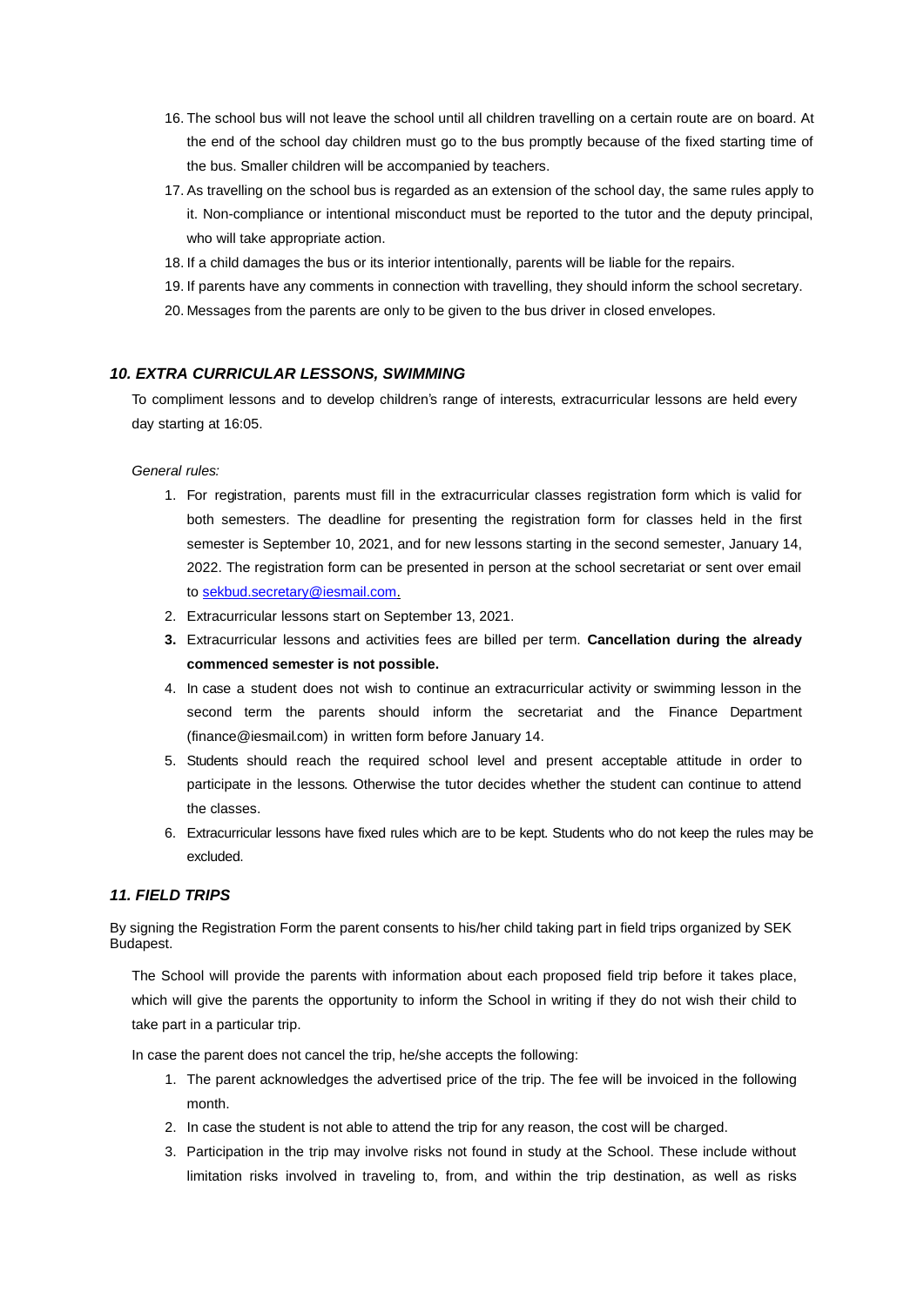16. The school bus will not leave the school until all children travelling on a certain route are on board. At the end of the school day children must go to the bus promptly because of the fixed starting time of the bus. Smaller children will be accompanied by teachers.
17. As travelling on the school bus is regarded as an extension of the school day, the same rules apply to it. Non-compliance or intentional misconduct must be reported to the tutor and the deputy principal, who will take appropriate action.
18. If a child damages the bus or its interior intentionally, parents will be liable for the repairs.
19. If parents have any comments in connection with travelling, they should inform the school secretary.
20. Messages from the parents are only to be given to the bus driver in closed envelopes.

### *10. EXTRA CURRICULAR LESSONS, SWIMMING*

To compliment lessons and to develop children's range of interests, extracurricular lessons are held every day starting at 16:05.

*General rules:*

1. For registration, parents must fill in the extracurricular classes registration form which is valid for both semesters. The deadline for presenting the registration form for classes held in the first semester is September 10, 2021, and for new lessons starting in the second semester, January 14, 2022. The registration form can be presented in person at the school secretariat or sent over email to sekbud.secretary@iesmail.com.
2. Extracurricular lessons start on September 13, 2021.
3. Extracurricular lessons and activities fees are billed per term. **Cancellation during the already commenced semester is not possible.**
4. In case a student does not wish to continue an extracurricular activity or swimming lesson in the second term the parents should inform the secretariat and the Finance Department (finance@iesmail.com) in written form before January 14.
5. Students should reach the required school level and present acceptable attitude in order to participate in the lessons. Otherwise the tutor decides whether the student can continue to attend the classes.
6. Extracurricular lessons have fixed rules which are to be kept. Students who do not keep the rules may be excluded.

### *11. FIELD TRIPS*

By signing the Registration Form the parent consents to his/her child taking part in field trips organized by SEK Budapest.

The School will provide the parents with information about each proposed field trip before it takes place, which will give the parents the opportunity to inform the School in writing if they do not wish their child to take part in a particular trip.

In case the parent does not cancel the trip, he/she accepts the following:

1. The parent acknowledges the advertised price of the trip. The fee will be invoiced in the following month.
2. In case the student is not able to attend the trip for any reason, the cost will be charged.
3. Participation in the trip may involve risks not found in study at the School. These include without limitation risks involved in traveling to, from, and within the trip destination, as well as risks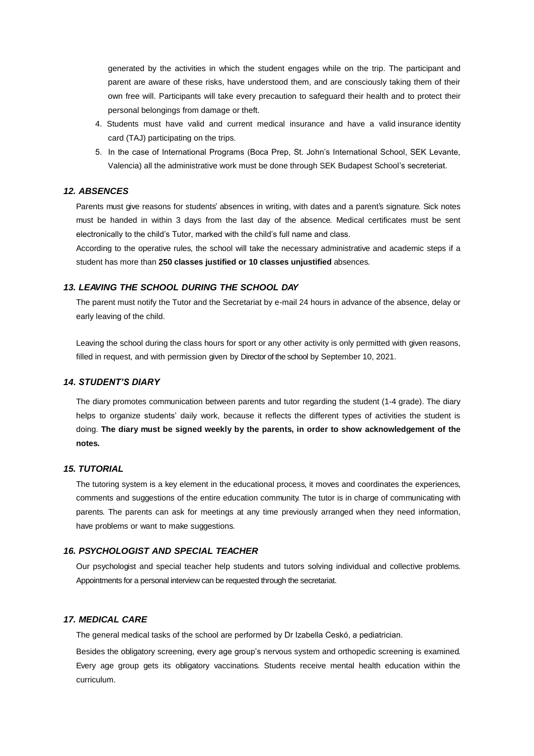generated by the activities in which the student engages while on the trip. The participant and parent are aware of these risks, have understood them, and are consciously taking them of their own free will. Participants will take every precaution to safeguard their health and to protect their personal belongings from damage or theft.

4. Students must have valid and current medical insurance and have a valid insurance identity card (TAJ) participating on the trips.
5. In the case of International Programs (Boca Prep, St. John's International School, SEK Levante, Valencia) all the administrative work must be done through SEK Budapest School's secreteriat.

### *12. ABSENCES*

Parents must give reasons for students' absences in writing, with dates and a parent's signature. Sick notes must be handed in within 3 days from the last day of the absence. Medical certificates must be sent electronically to the child's Tutor, marked with the child's full name and class.

According to the operative rules, the school will take the necessary administrative and academic steps if a student has more than **250 classes justified or 10 classes unjustified** absences.

### *13. LEAVING THE SCHOOL DURING THE SCHOOL DAY*

The parent must notify the Tutor and the Secretariat by e-mail 24 hours in advance of the absence, delay or early leaving of the child.

Leaving the school during the class hours for sport or any other activity is only permitted with given reasons, filled in request, and with permission given by Director of the school by September 10, 2021.

### *14. STUDENT'S DIARY*

The diary promotes communication between parents and tutor regarding the student (1-4 grade). The diary helps to organize students' daily work, because it reflects the different types of activities the student is doing. **The diary must be signed weekly by the parents, in order to show acknowledgement of the notes.**

### *15. TUTORIAL*

The tutoring system is a key element in the educational process, it moves and coordinates the experiences, comments and suggestions of the entire education community. The tutor is in charge of communicating with parents. The parents can ask for meetings at any time previously arranged when they need information, have problems or want to make suggestions.

### *16. PSYCHOLOGIST AND SPECIAL TEACHER*

Our psychologist and special teacher help students and tutors solving individual and collective problems. Appointments for a personal interview can be requested through the secretariat.

### *17. MEDICAL CARE*

The general medical tasks of the school are performed by Dr Izabella Ceskó, a pediatrician.

Besides the obligatory screening, every age group's nervous system and orthopedic screening is examined. Every age group gets its obligatory vaccinations. Students receive mental health education within the curriculum.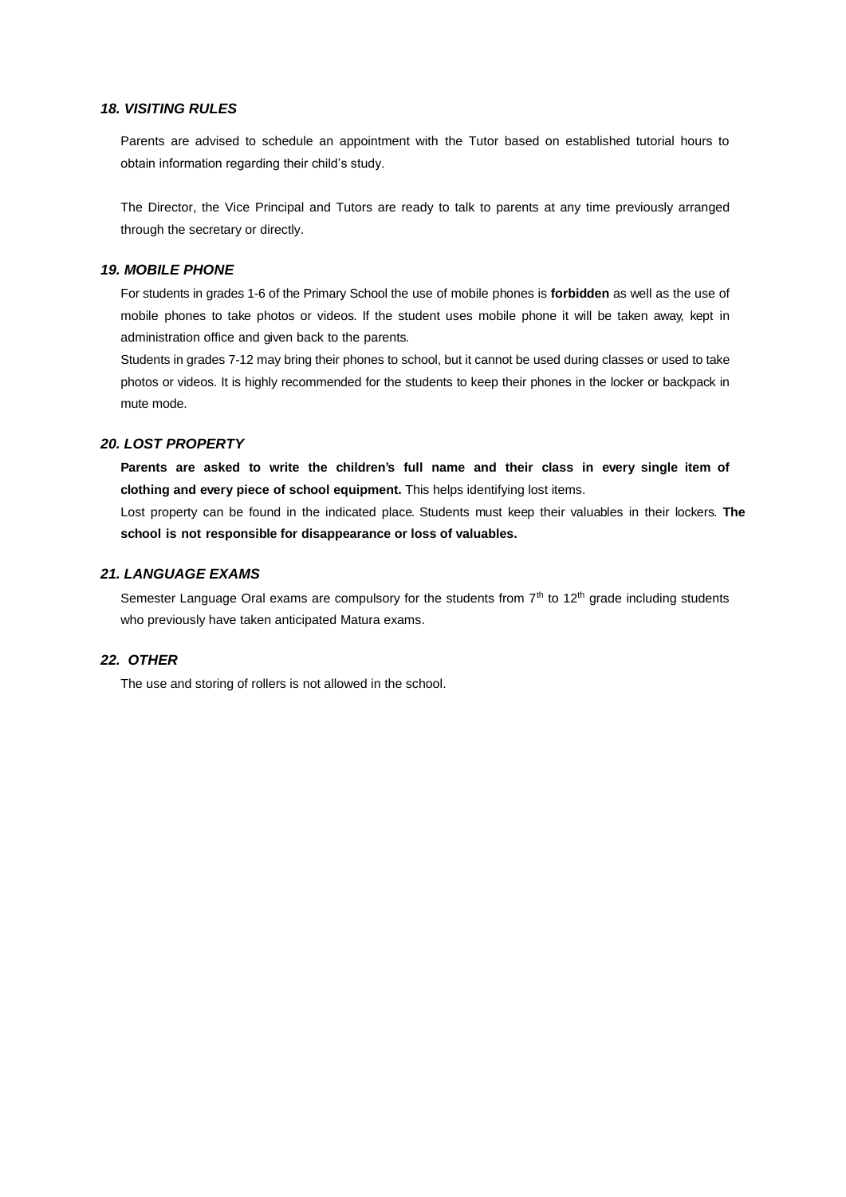### *18. VISITING RULES*

Parents are advised to schedule an appointment with the Tutor based on established tutorial hours to obtain information regarding their child's study.

The Director, the Vice Principal and Tutors are ready to talk to parents at any time previously arranged through the secretary or directly.

### *19. MOBILE PHONE*

For students in grades 1-6 of the Primary School the use of mobile phones is **forbidden** as well as the use of mobile phones to take photos or videos. If the student uses mobile phone it will be taken away, kept in administration office and given back to the parents.

Students in grades 7-12 may bring their phones to school, but it cannot be used during classes or used to take photos or videos. It is highly recommended for the students to keep their phones in the locker or backpack in mute mode.

### *20. LOST PROPERTY*

**Parents are asked to write the children's full name and their class in every single item of clothing and every piece of school equipment.** This helps identifying lost items.

Lost property can be found in the indicated place. Students must keep their valuables in their lockers. **The school is not responsible for disappearance or loss of valuables.**

### *21. LANGUAGE EXAMS*

Semester Language Oral exams are compulsory for the students from 7th to 12th grade including students who previously have taken anticipated Matura exams.

### *22. OTHER*

The use and storing of rollers is not allowed in the school.